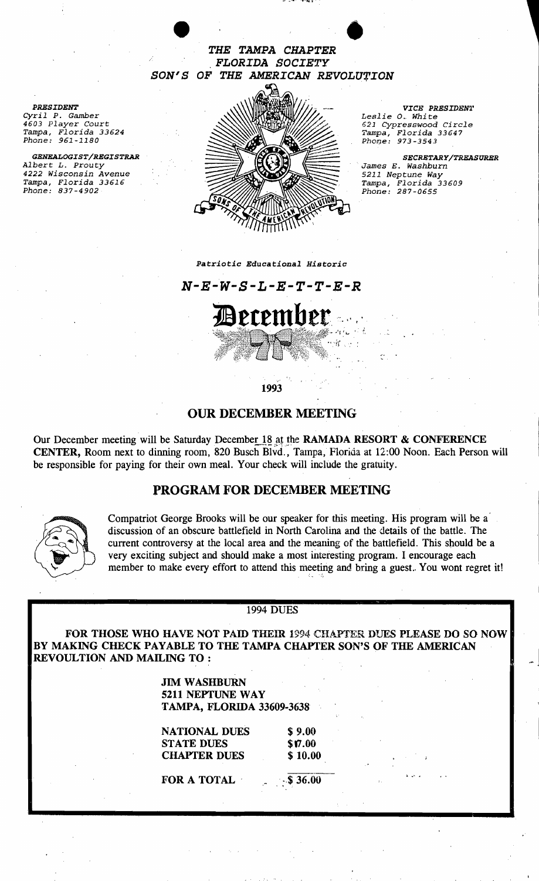*THE TAMPA CHAPTER*
*FLORIDA SOCIETY*
*SON'S OF THE AMERICAN REVOLUTION*

*PRESIDENT*
*Cyril P. Gamber*
*4603 Player Court*
*Tampa, Florida 33624*
*Phone: 961-1180*

*GENEALOGIST/REGISTRAR*
*Albert L. Prouty*
*4222 Wisconsin Avenue*
*Tampa, Florida 33616*
*Phone: 837-4902*

*VICE PRESIDENT*
*Leslie O. White*
*621 Cypresswood Circle*
*Tampa, Florida 33647*
*Phone: 973-3543*

*SECRETARY/TREASURER*
*James E. Washburn*
*5211 Neptune Way*
*Tampa, Florida 33609*
*Phone: 287-0655*

*Patriotic Educational Historic*

*N-E-W-S-L-E-T-T-E-R*

# December

**1993**

## OUR DECEMBER MEETING

Our December meeting will be Saturday December 18 at the **RAMADA RESORT & CONFERENCE CENTER,** Room next to dinning room, 820 Busch Blvd., Tampa, Florida at 12:00 Noon. Each Person will be responsible for paying for their own meal. Your check will include the gratuity.

## PROGRAM FOR DECEMBER MEETING

Compatriot George Brooks will be our speaker for this meeting. His program will be a discussion of an obscure battlefield in North Carolina and the details of the battle. The current controversy at the local area and the meaning of the battlefield. This should be a very exciting subject and should make a most interesting program. I encourage each member to make every effort to attend this meeting and bring a guest. You wont regret it!

1994 DUES

**FOR THOSE WHO HAVE NOT PAID THEIR 1994 CHAPTER DUES PLEASE DO SO NOW BY MAKING CHECK PAYABLE TO THE TAMPA CHAPTER SON'S OF THE AMERICAN REVOULTION AND MAILING TO :**

**JIM WASHBURN**
**5211 NEPTUNE WAY**
**TAMPA, FLORIDA 33609-3638**

| | |
|---|---|
| **NATIONAL DUES** | **$ 9.00** |
| **STATE DUES** | **$ 17.00** |
| **CHAPTER DUES** | **$ 10.00** |
| **FOR A TOTAL** | **$ 36.00** |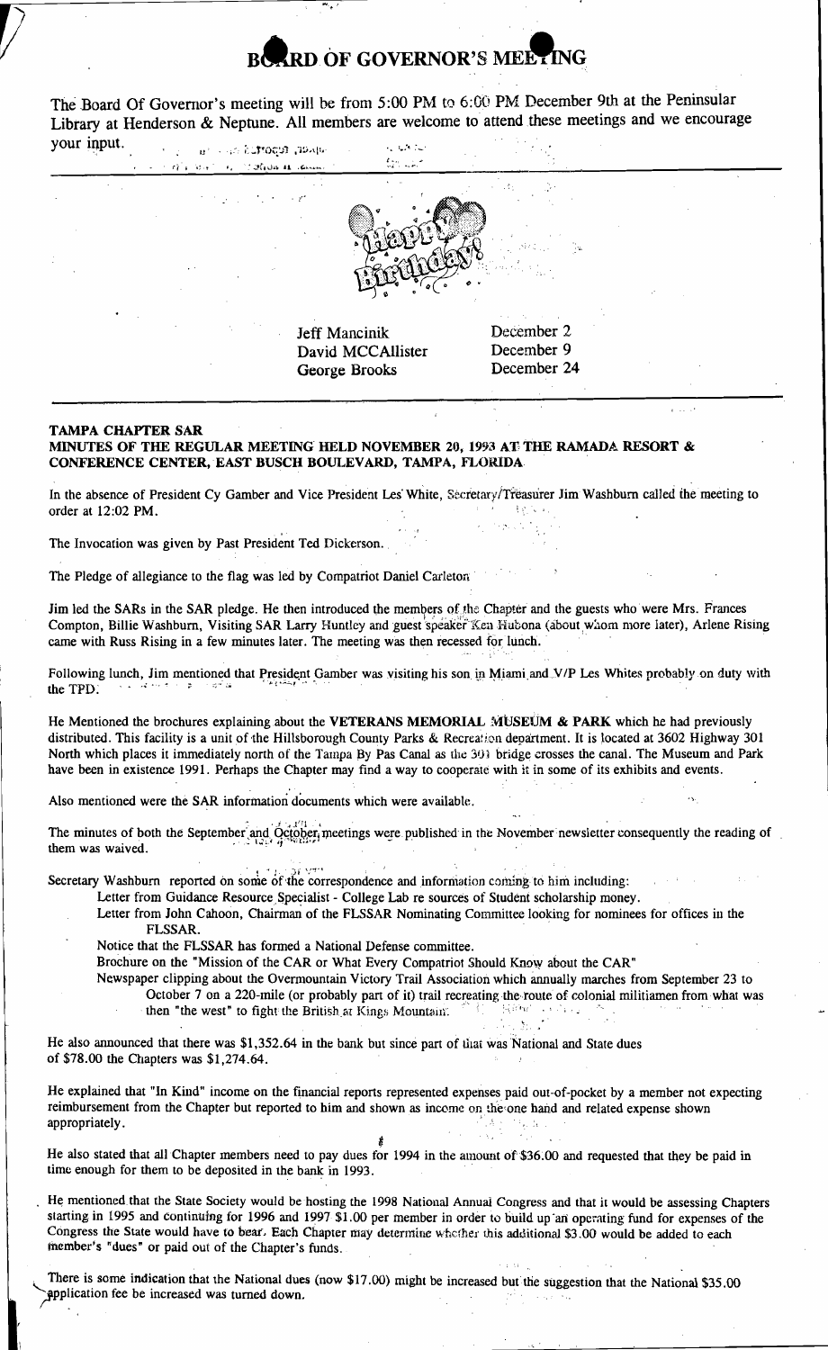# BOARD OF GOVERNOR'S MEETING

The Board Of Governor's meeting will be from 5:00 PM to 6:00 PM December 9th at the Peninsular Library at Henderson & Neptune. All members are welcome to attend these meetings and we encourage your input.

Happy Birthday!

| | |
|---|---|
| Jeff Mancinik | December 2 |
| David MCCAllister | December 9 |
| George Brooks | December 24 |

**TAMPA CHAPTER SAR**
**MINUTES OF THE REGULAR MEETING HELD NOVEMBER 20, 1993 AT THE RAMADA RESORT & CONFERENCE CENTER, EAST BUSCH BOULEVARD, TAMPA, FLORIDA**

In the absence of President Cy Gamber and Vice President Les White, Secretary/Treasurer Jim Washburn called the meeting to order at 12:02 PM.

The Invocation was given by Past President Ted Dickerson.

The Pledge of allegiance to the flag was led by Compatriot Daniel Carleton

Jim led the SARs in the SAR pledge. He then introduced the members of the Chapter and the guests who were Mrs. Frances Compton, Billie Washburn, Visiting SAR Larry Huntley and guest speaker Ken Hubona (about whom more later), Arlene Rising came with Russ Rising in a few minutes later. The meeting was then recessed for lunch.

Following lunch, Jim mentioned that President Gamber was visiting his son in Miami and V/P Les Whites probably on duty with the TPD.

He Mentioned the brochures explaining about the **VETERANS MEMORIAL MUSEUM & PARK** which he had previously distributed. This facility is a unit of the Hillsborough County Parks & Recreation department. It is located at 3602 Highway 301 North which places it immediately north of the Tampa By Pas Canal as the 301 bridge crosses the canal. The Museum and Park have been in existence 1991. Perhaps the Chapter may find a way to cooperate with it in some of its exhibits and events.

Also mentioned were the SAR information documents which were available.

The minutes of both the September and October meetings were published in the November newsletter consequently the reading of them was waived.

Secretary Washburn reported on some of the correspondence and information coming to him including:

- Letter from Guidance Resource Specialist - College Lab re sources of Student scholarship money.
- Letter from John Cahoon, Chairman of the FLSSAR Nominating Committee looking for nominees for offices in the FLSSAR.
- Notice that the FLSSAR has formed a National Defense committee.
- Brochure on the "Mission of the CAR or What Every Compatriot Should Know about the CAR"
- Newspaper clipping about the Overmountain Victory Trail Association which annually marches from September 23 to October 7 on a 220-mile (or probably part of it) trail recreating the route of colonial militiamen from what was then "the west" to fight the British at Kings Mountain.

He also announced that there was $1,352.64 in the bank but since part of that was National and State dues of $78.00 the Chapters was $1,274.64.

He explained that "In Kind" income on the financial reports represented expenses paid out-of-pocket by a member not expecting reimbursement from the Chapter but reported to him and shown as income on the one hand and related expense shown appropriately.

He also stated that all Chapter members need to pay dues for 1994 in the amount of $36.00 and requested that they be paid in time enough for them to be deposited in the bank in 1993.

He mentioned that the State Society would be hosting the 1998 National Annual Congress and that it would be assessing Chapters starting in 1995 and continuing for 1996 and 1997 $1.00 per member in order to build up an operating fund for expenses of the Congress the State would have to bear. Each Chapter may determine whether this additional $3.00 would be added to each member's "dues" or paid out of the Chapter's funds.

There is some indication that the National dues (now $17.00) might be increased but the suggestion that the National $35.00 application fee be increased was turned down.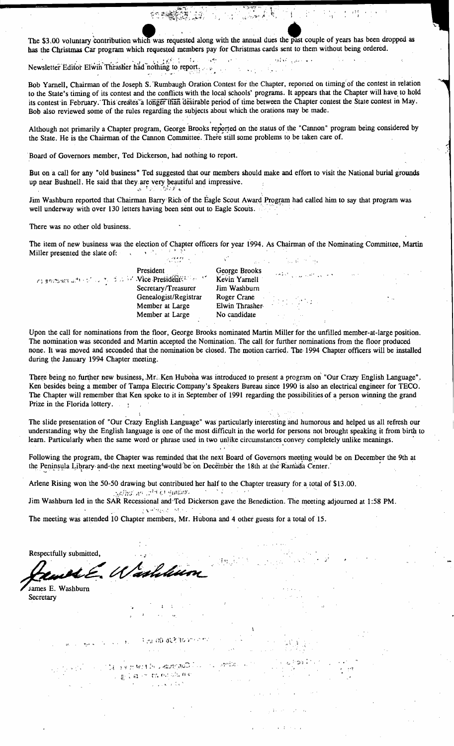The $3.00 voluntary contribution which was requested along with the annual dues the past couple of years has been dropped as has the Christmas Car program which requested members pay for Christmas cards sent to them without being ordered.

Newsletter Editor Elwin Thrasher had nothing to report.

Bob Yarnell, Chairman of the Joseph S. Rumbaugh Oration Contest for the Chapter, reported on timing of the contest in relation to the State's timing of its contest and the conflicts with the local schools' programs. It appears that the Chapter will have to hold its contest in February. This creates a longer than desirable period of time between the Chapter contest the State contest in May. Bob also reviewed some of the rules regarding the subjects about which the orations may be made.

Although not primarily a Chapter program, George Brooks reported on the status of the "Cannon" program being considered by the State. He is the Chairman of the Cannon Committee. There still some problems to be taken care of.

Board of Governors member, Ted Dickerson, had nothing to report.

But on a call for any "old business" Ted suggested that our members should make and effort to visit the National burial grounds up near Bushnell. He said that they are very beautiful and impressive.

Jim Washburn reported that Chairman Barry Rich of the Eagle Scout Award Program had called him to say that program was well underway with over 130 letters having been sent out to Eagle Scouts.

There was no other old business.

The item of new business was the election of Chapter officers for year 1994. As Chairman of the Nominating Committee, Martin Miller presented the slate of:

| | |
|---|---|
| President | George Brooks |
| Vice President | Kevin Yarnell |
| Secretary/Treasurer | Jim Washburn |
| Genealogist/Registrar | Roger Crane |
| Member at Large | Elwin Thrasher |
| Member at Large | No candidate |

Upon the call for nominations from the floor, George Brooks nominated Martin Miller for the unfilled member-at-large position. The nomination was seconded and Martin accepted the Nomination. The call for further nominations from the floor produced none. It was moved and seconded that the nomination be closed. The motion carried. The 1994 Chapter officers will be installed during the January 1994 Chapter meeting.

There being no further new business, Mr. Ken Hubona was introduced to present a program on "Our Crazy English Language". Ken besides being a member of Tampa Electric Company's Speakers Bureau since 1990 is also an electrical engineer for TECO. The Chapter will remember that Ken spoke to it in September of 1991 regarding the possibilities of a person winning the grand Prize in the Florida lottery.

The slide presentation of "Our Crazy English Language" was particularly interesting and humorous and helped us all refresh our understanding why the English language is one of the most difficult in the world for persons not brought speaking it from birth to learn. Particularly when the same word or phrase used in two unlike circumstances convey completely unlike meanings.

Following the program, the Chapter was reminded that the next Board of Governors meeting would be on December the 9th at the Peninsula Library and the next meeting would be on December the 18th at the Ramada Center.

Arlene Rising won the 50-50 drawing but contributed her half to the Chapter treasury for a total of $13.00.

Jim Washburn led in the SAR Recessional and Ted Dickerson gave the Benediction. The meeting adjourned at 1:58 PM.

The meeting was attended 10 Chapter members, Mr. Hubona and 4 other guests for a total of 15.

Respectfully submitted,

James E. Washburn

James E. Washburn
Secretary